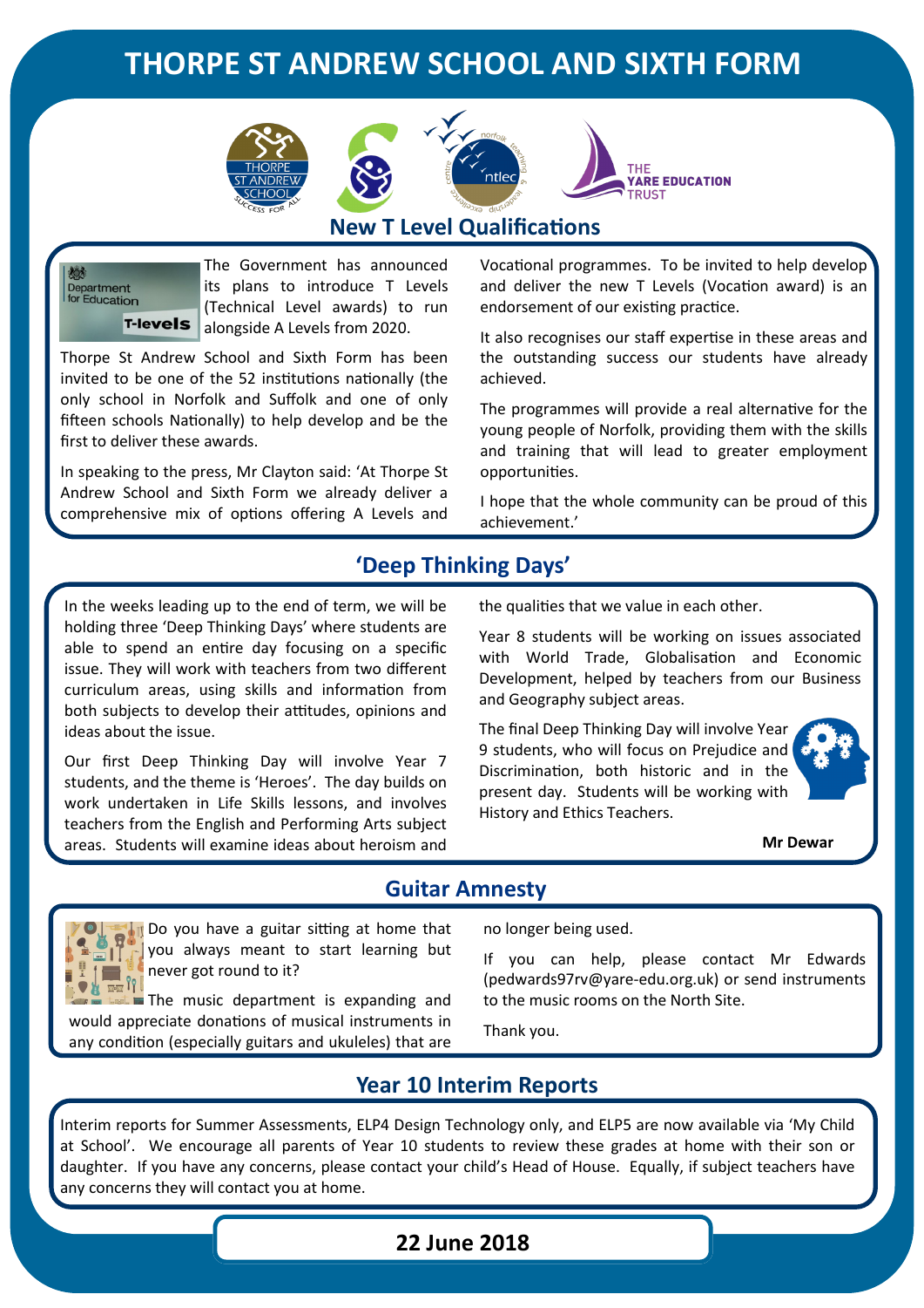# THORPE ST ANDREW SCHOOL AND SIXTH FORM

## New T Level Qualifications

The Government has announced its plans to introduce T Levels (Technical Level awards) to run alongside A Levels from 2020.

Thorpe St Andrew School and Sixth Form has been invited to be one of the 52 institutions nationally (the only school in Norfolk and Suffolk and one of only fifteen schools Nationally) to help develop and be the first to deliver these awards.

In speaking to the press, Mr Clayton said: 'At Thorpe St Andrew School and Sixth Form we already deliver a comprehensive mix of options offering A Levels and Vocational programmes. To be invited to help develop and deliver the new T Levels (Vocation award) is an endorsement of our existing practice.

It also recognises our staff expertise in these areas and the outstanding success our students have already achieved.

The programmes will provide a real alternative for the young people of Norfolk, providing them with the skills and training that will lead to greater employment opportunities.

I hope that the whole community can be proud of this achievement.'

## 'Deep Thinking Days'

In the weeks leading up to the end of term, we will be holding three 'Deep Thinking Days' where students are able to spend an entire day focusing on a specific issue. They will work with teachers from two different curriculum areas, using skills and information from both subjects to develop their attitudes, opinions and ideas about the issue.

Our first Deep Thinking Day will involve Year 7 students, and the theme is 'Heroes'. The day builds on work undertaken in Life Skills lessons, and involves teachers from the English and Performing Arts subject areas. Students will examine ideas about heroism and the qualities that we value in each other.

Year 8 students will be working on issues associated with World Trade, Globalisation and Economic Development, helped by teachers from our Business and Geography subject areas.

The final Deep Thinking Day will involve Year 9 students, who will focus on Prejudice and Discrimination, both historic and in the present day. Students will be working with History and Ethics Teachers.

**Mr Dewar**

## Guitar Amnesty

Do you have a guitar sitting at home that you always meant to start learning but never got round to it?

The music department is expanding and would appreciate donations of musical instruments in any condition (especially guitars and ukuleles) that are no longer being used.

If you can help, please contact Mr Edwards (pedwards97rv@yare-edu.org.uk) or send instruments to the music rooms on the North Site.

Thank you.

## Year 10 Interim Reports

Interim reports for Summer Assessments, ELP4 Design Technology only, and ELP5 are now available via 'My Child at School'. We encourage all parents of Year 10 students to review these grades at home with their son or daughter. If you have any concerns, please contact your child's Head of House. Equally, if subject teachers have any concerns they will contact you at home.

**22 June 2018**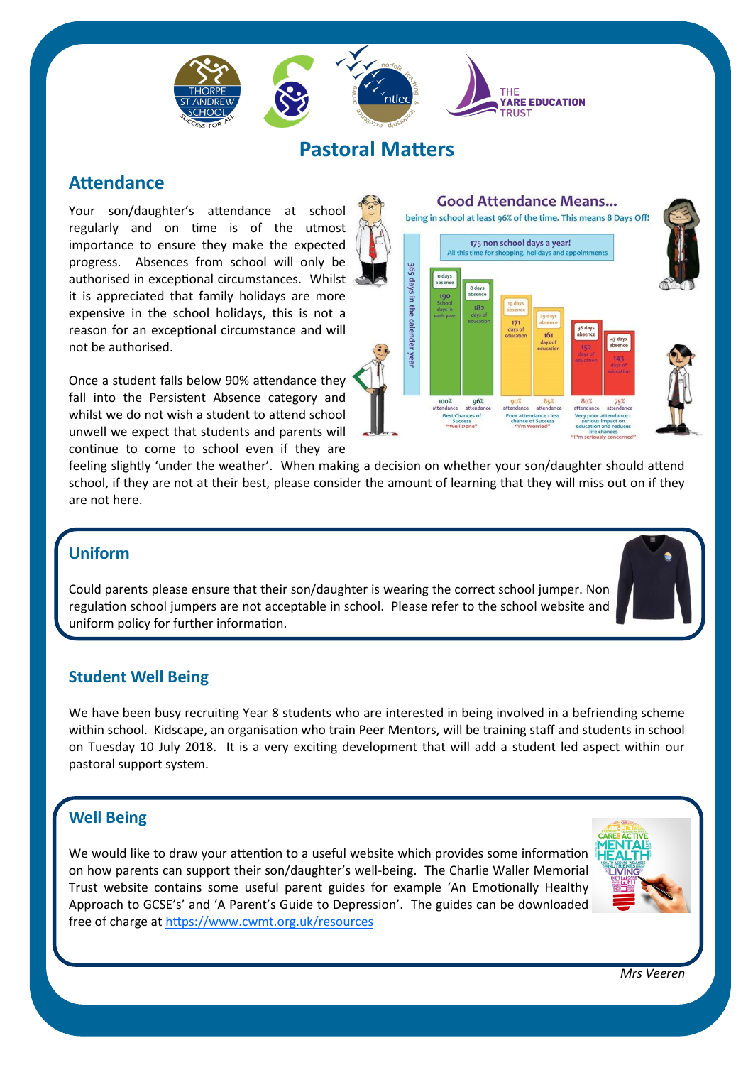# Pastoral Matters

## Attendance

Your son/daughter's attendance at school regularly and on time is of the utmost importance to ensure they make the expected progress. Absences from school will only be authorised in exceptional circumstances. Whilst it is appreciated that family holidays are more expensive in the school holidays, this is not a reason for an exceptional circumstance and will not be authorised.

Once a student falls below 90% attendance they fall into the Persistent Absence category and whilst we do not wish a student to attend school unwell we expect that students and parents will continue to come to school even if they are feeling slightly 'under the weather'. When making a decision on whether your son/daughter should attend school, if they are not at their best, please consider the amount of learning that they will miss out on if they are not here.

Good Attendance Means...

being in school at least 96% of the time. This means 8 Days Off!

175 non school days a year!
All this time for shopping, holidays and appointments

365 days in the calender year

0 days absence
190 School days in each year
100% attendance
Best Chances of Success
"Well Done"

8 days absence
182 days of education
96% attendance

19 days absence
171 days of education
90% attendance

29 days absence
161 days of education
85% attendance
Poor attendance - less chance of Success
"I'm Worried"

38 days absence
152 days of education
80% attendance

47 days absence
143 days of education
75% attendance
Very poor attendance - serious impact on education and reduces life chances
"I'm seriously concerned"

## Uniform

Could parents please ensure that their son/daughter is wearing the correct school jumper. Non regulation school jumpers are not acceptable in school. Please refer to the school website and uniform policy for further information.

## Student Well Being

We have been busy recruiting Year 8 students who are interested in being involved in a befriending scheme within school. Kidscape, an organisation who train Peer Mentors, will be training staff and students in school on Tuesday 10 July 2018. It is a very exciting development that will add a student led aspect within our pastoral support system.

## Well Being

We would like to draw your attention to a useful website which provides some information on how parents can support their son/daughter's well-being. The Charlie Waller Memorial Trust website contains some useful parent guides for example 'An Emotionally Healthy Approach to GCSE's' and 'A Parent's Guide to Depression'. The guides can be downloaded free of charge at https://www.cwmt.org.uk/resources

*Mrs Veeren*